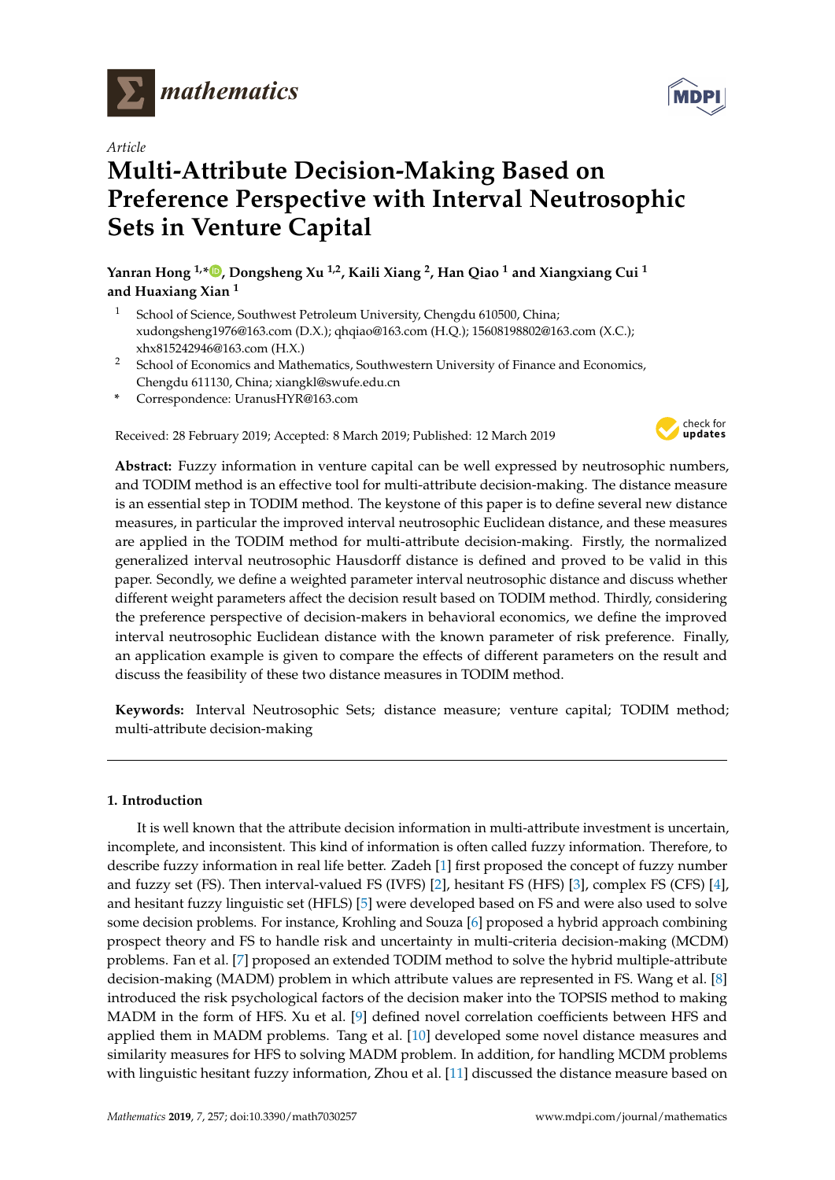*Article*

# Multi-Attribute Decision-Making Based on Preference Perspective with Interval Neutrosophic Sets in Venture Capital

**Yanran Hong [1,*], Dongsheng Xu [1,2], Kaili Xiang [2], Han Qiao [1] and Xiangxiang Cui [1] and Huaxiang Xian [1]**

[1] School of Science, Southwest Petroleum University, Chengdu 610500, China; xudongsheng1976@163.com (D.X.); qhqiao@163.com (H.Q.); 15608198802@163.com (X.C.); xhx815242946@163.com (H.X.)

[2] School of Economics and Mathematics, Southwestern University of Finance and Economics, Chengdu 611130, China; xiangkl@swufe.edu.cn

[*] Correspondence: UranusHYR@163.com

Received: 28 February 2019; Accepted: 8 March 2019; Published: 12 March 2019

**Abstract:** Fuzzy information in venture capital can be well expressed by neutrosophic numbers, and TODIM method is an effective tool for multi-attribute decision-making. The distance measure is an essential step in TODIM method. The keystone of this paper is to define several new distance measures, in particular the improved interval neutrosophic Euclidean distance, and these measures are applied in the TODIM method for multi-attribute decision-making. Firstly, the normalized generalized interval neutrosophic Hausdorff distance is defined and proved to be valid in this paper. Secondly, we define a weighted parameter interval neutrosophic distance and discuss whether different weight parameters affect the decision result based on TODIM method. Thirdly, considering the preference perspective of decision-makers in behavioral economics, we define the improved interval neutrosophic Euclidean distance with the known parameter of risk preference. Finally, an application example is given to compare the effects of different parameters on the result and discuss the feasibility of these two distance measures in TODIM method.

**Keywords:** Interval Neutrosophic Sets; distance measure; venture capital; TODIM method; multi-attribute decision-making

## 1. Introduction

It is well known that the attribute decision information in multi-attribute investment is uncertain, incomplete, and inconsistent. This kind of information is often called fuzzy information. Therefore, to describe fuzzy information in real life better. Zadeh [1] first proposed the concept of fuzzy number and fuzzy set (FS). Then interval-valued FS (IVFS) [2], hesitant FS (HFS) [3], complex FS (CFS) [4], and hesitant fuzzy linguistic set (HFLS) [5] were developed based on FS and were also used to solve some decision problems. For instance, Krohling and Souza [6] proposed a hybrid approach combining prospect theory and FS to handle risk and uncertainty in multi-criteria decision-making (MCDM) problems. Fan et al. [7] proposed an extended TODIM method to solve the hybrid multiple-attribute decision-making (MADM) problem in which attribute values are represented in FS. Wang et al. [8] introduced the risk psychological factors of the decision maker into the TOPSIS method to making MADM in the form of HFS. Xu et al. [9] defined novel correlation coefficients between HFS and applied them in MADM problems. Tang et al. [10] developed some novel distance measures and similarity measures for HFS to solving MADM problem. In addition, for handling MCDM problems with linguistic hesitant fuzzy information, Zhou et al. [11] discussed the distance measure based on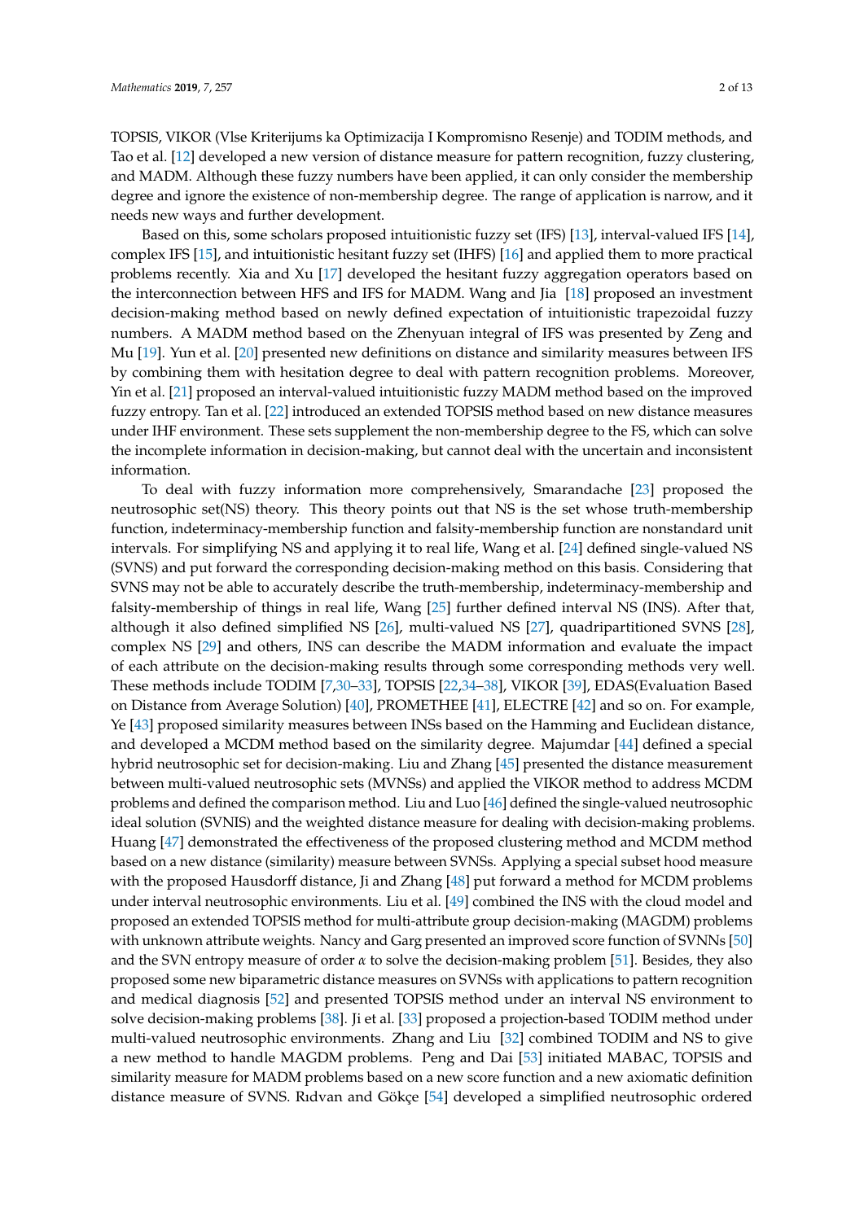TOPSIS, VIKOR (Vlse Kriterijums ka Optimizacija I Kompromisno Resenje) and TODIM methods, and Tao et al. [12] developed a new version of distance measure for pattern recognition, fuzzy clustering, and MADM. Although these fuzzy numbers have been applied, it can only consider the membership degree and ignore the existence of non-membership degree. The range of application is narrow, and it needs new ways and further development.

Based on this, some scholars proposed intuitionistic fuzzy set (IFS) [13], interval-valued IFS [14], complex IFS [15], and intuitionistic hesitant fuzzy set (IHFS) [16] and applied them to more practical problems recently. Xia and Xu [17] developed the hesitant fuzzy aggregation operators based on the interconnection between HFS and IFS for MADM. Wang and Jia [18] proposed an investment decision-making method based on newly defined expectation of intuitionistic trapezoidal fuzzy numbers. A MADM method based on the Zhenyuan integral of IFS was presented by Zeng and Mu [19]. Yun et al. [20] presented new definitions on distance and similarity measures between IFS by combining them with hesitation degree to deal with pattern recognition problems. Moreover, Yin et al. [21] proposed an interval-valued intuitionistic fuzzy MADM method based on the improved fuzzy entropy. Tan et al. [22] introduced an extended TOPSIS method based on new distance measures under IHF environment. These sets supplement the non-membership degree to the FS, which can solve the incomplete information in decision-making, but cannot deal with the uncertain and inconsistent information.

To deal with fuzzy information more comprehensively, Smarandache [23] proposed the neutrosophic set(NS) theory. This theory points out that NS is the set whose truth-membership function, indeterminacy-membership function and falsity-membership function are nonstandard unit intervals. For simplifying NS and applying it to real life, Wang et al. [24] defined single-valued NS (SVNS) and put forward the corresponding decision-making method on this basis. Considering that SVNS may not be able to accurately describe the truth-membership, indeterminacy-membership and falsity-membership of things in real life, Wang [25] further defined interval NS (INS). After that, although it also defined simplified NS [26], multi-valued NS [27], quadripartitioned SVNS [28], complex NS [29] and others, INS can describe the MADM information and evaluate the impact of each attribute on the decision-making results through some corresponding methods very well. These methods include TODIM [7,30–33], TOPSIS [22,34–38], VIKOR [39], EDAS(Evaluation Based on Distance from Average Solution) [40], PROMETHEE [41], ELECTRE [42] and so on. For example, Ye [43] proposed similarity measures between INSs based on the Hamming and Euclidean distance, and developed a MCDM method based on the similarity degree. Majumdar [44] defined a special hybrid neutrosophic set for decision-making. Liu and Zhang [45] presented the distance measurement between multi-valued neutrosophic sets (MVNSs) and applied the VIKOR method to address MCDM problems and defined the comparison method. Liu and Luo [46] defined the single-valued neutrosophic ideal solution (SVNIS) and the weighted distance measure for dealing with decision-making problems. Huang [47] demonstrated the effectiveness of the proposed clustering method and MCDM method based on a new distance (similarity) measure between SVNSs. Applying a special subset hood measure with the proposed Hausdorff distance, Ji and Zhang [48] put forward a method for MCDM problems under interval neutrosophic environments. Liu et al. [49] combined the INS with the cloud model and proposed an extended TOPSIS method for multi-attribute group decision-making (MAGDM) problems with unknown attribute weights. Nancy and Garg presented an improved score function of SVNNs [50] and the SVN entropy measure of order $\alpha$ to solve the decision-making problem [51]. Besides, they also proposed some new biparametric distance measures on SVNSs with applications to pattern recognition and medical diagnosis [52] and presented TOPSIS method under an interval NS environment to solve decision-making problems [38]. Ji et al. [33] proposed a projection-based TODIM method under multi-valued neutrosophic environments. Zhang and Liu [32] combined TODIM and NS to give a new method to handle MAGDM problems. Peng and Dai [53] initiated MABAC, TOPSIS and similarity measure for MADM problems based on a new score function and a new axiomatic definition distance measure of SVNS. Rıdvan and Gökçe [54] developed a simplified neutrosophic ordered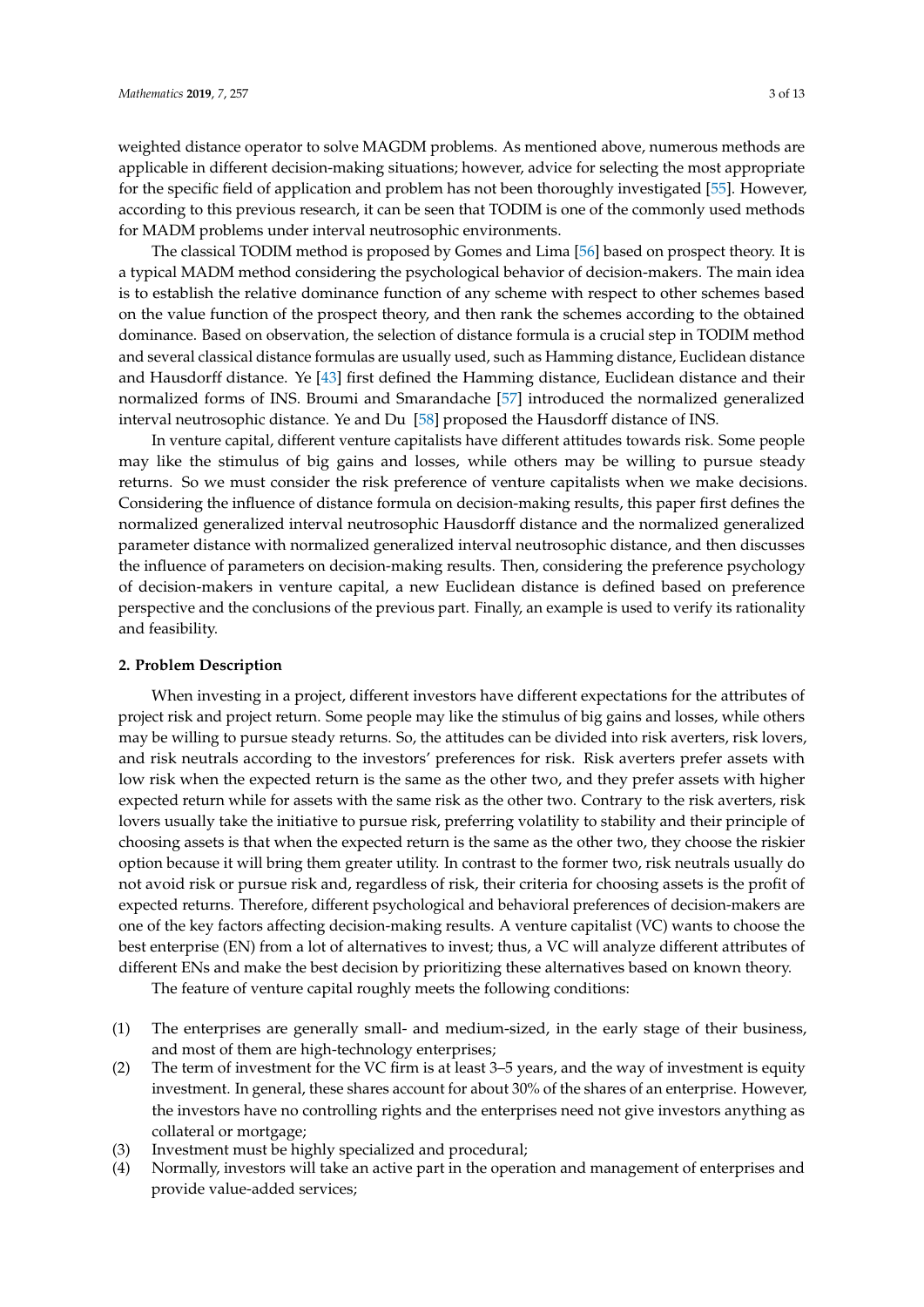weighted distance operator to solve MAGDM problems. As mentioned above, numerous methods are applicable in different decision-making situations; however, advice for selecting the most appropriate for the specific field of application and problem has not been thoroughly investigated [55]. However, according to this previous research, it can be seen that TODIM is one of the commonly used methods for MADM problems under interval neutrosophic environments.

The classical TODIM method is proposed by Gomes and Lima [56] based on prospect theory. It is a typical MADM method considering the psychological behavior of decision-makers. The main idea is to establish the relative dominance function of any scheme with respect to other schemes based on the value function of the prospect theory, and then rank the schemes according to the obtained dominance. Based on observation, the selection of distance formula is a crucial step in TODIM method and several classical distance formulas are usually used, such as Hamming distance, Euclidean distance and Hausdorff distance. Ye [43] first defined the Hamming distance, Euclidean distance and their normalized forms of INS. Broumi and Smarandache [57] introduced the normalized generalized interval neutrosophic distance. Ye and Du [58] proposed the Hausdorff distance of INS.

In venture capital, different venture capitalists have different attitudes towards risk. Some people may like the stimulus of big gains and losses, while others may be willing to pursue steady returns. So we must consider the risk preference of venture capitalists when we make decisions. Considering the influence of distance formula on decision-making results, this paper first defines the normalized generalized interval neutrosophic Hausdorff distance and the normalized generalized parameter distance with normalized generalized interval neutrosophic distance, and then discusses the influence of parameters on decision-making results. Then, considering the preference psychology of decision-makers in venture capital, a new Euclidean distance is defined based on preference perspective and the conclusions of the previous part. Finally, an example is used to verify its rationality and feasibility.

## 2. Problem Description

When investing in a project, different investors have different expectations for the attributes of project risk and project return. Some people may like the stimulus of big gains and losses, while others may be willing to pursue steady returns. So, the attitudes can be divided into risk averters, risk lovers, and risk neutrals according to the investors' preferences for risk. Risk averters prefer assets with low risk when the expected return is the same as the other two, and they prefer assets with higher expected return while for assets with the same risk as the other two. Contrary to the risk averters, risk lovers usually take the initiative to pursue risk, preferring volatility to stability and their principle of choosing assets is that when the expected return is the same as the other two, they choose the riskier option because it will bring them greater utility. In contrast to the former two, risk neutrals usually do not avoid risk or pursue risk and, regardless of risk, their criteria for choosing assets is the profit of expected returns. Therefore, different psychological and behavioral preferences of decision-makers are one of the key factors affecting decision-making results. A venture capitalist (VC) wants to choose the best enterprise (EN) from a lot of alternatives to invest; thus, a VC will analyze different attributes of different ENs and make the best decision by prioritizing these alternatives based on known theory.

The feature of venture capital roughly meets the following conditions:

(1) The enterprises are generally small- and medium-sized, in the early stage of their business, and most of them are high-technology enterprises;
(2) The term of investment for the VC firm is at least 3–5 years, and the way of investment is equity investment. In general, these shares account for about 30% of the shares of an enterprise. However, the investors have no controlling rights and the enterprises need not give investors anything as collateral or mortgage;
(3) Investment must be highly specialized and procedural;
(4) Normally, investors will take an active part in the operation and management of enterprises and provide value-added services;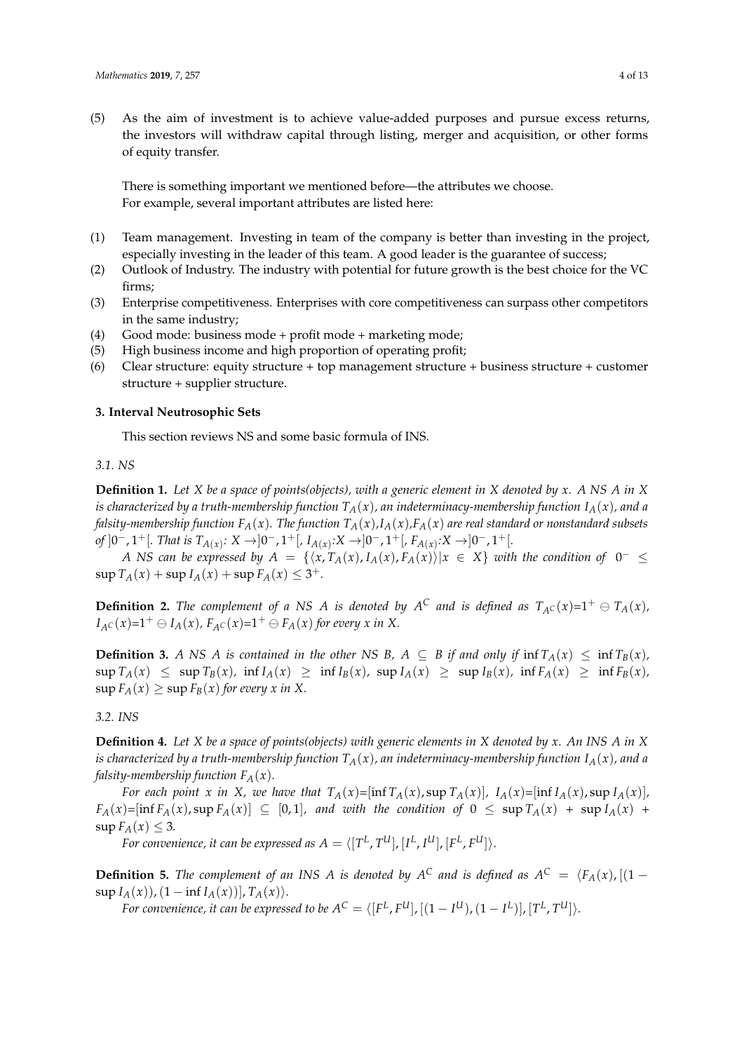(5) As the aim of investment is to achieve value-added purposes and pursue excess returns, the investors will withdraw capital through listing, merger and acquisition, or other forms of equity transfer.

There is something important we mentioned before—the attributes we choose.
For example, several important attributes are listed here:

(1) Team management. Investing in team of the company is better than investing in the project, especially investing in the leader of this team. A good leader is the guarantee of success;
(2) Outlook of Industry. The industry with potential for future growth is the best choice for the VC firms;
(3) Enterprise competitiveness. Enterprises with core competitiveness can surpass other competitors in the same industry;
(4) Good mode: business mode + profit mode + marketing mode;
(5) High business income and high proportion of operating profit;
(6) Clear structure: equity structure + top management structure + business structure + customer structure + supplier structure.

## 3. Interval Neutrosophic Sets

This section reviews NS and some basic formula of INS.

### 3.1. NS

**Definition 1.** *Let X be a space of points(objects), with a generic element in X denoted by x. A NS A in X is characterized by a truth-membership function $T_A(x)$, an indeterminacy-membership function $I_A(x)$, and a falsity-membership function $F_A(x)$. The function $T_A(x)$,$I_A(x)$,$F_A(x)$ are real standard or nonstandard subsets of $]0^-, 1^+[$. That is $T_{A(x)}$: $X \rightarrow ]0^-, 1^+[$, $I_{A(x)}$:$X \rightarrow ]0^-, 1^+[$, $F_{A(x)}$:$X \rightarrow ]0^-, 1^+[$.*

*A NS can be expressed by $A = \{\langle x, T_A(x), I_A(x), F_A(x)\rangle | x \in X\}$ with the condition of $0^- \leq \sup T_A(x) + \sup I_A(x) + \sup F_A(x) \leq 3^+$.*

**Definition 2.** *The complement of a NS A is denoted by $A^C$ and is defined as $T_{A^C}(x)$=$1^+ \ominus T_A(x)$, $I_{A^C}(x)$=$1^+ \ominus I_A(x)$, $F_{A^C}(x)$=$1^+ \ominus F_A(x)$ for every x in X.*

**Definition 3.** *A NS A is contained in the other NS B, $A \subseteq B$ if and only if $\inf T_A(x) \leq \inf T_B(x)$, $\sup T_A(x) \leq \sup T_B(x)$, $\inf I_A(x) \geq \inf I_B(x)$, $\sup I_A(x) \geq \sup I_B(x)$, $\inf F_A(x) \geq \inf F_B(x)$, $\sup F_A(x) \geq \sup F_B(x)$ for every x in X.*

### 3.2. INS

**Definition 4.** *Let X be a space of points(objects) with generic elements in X denoted by x. An INS A in X is characterized by a truth-membership function $T_A(x)$, an indeterminacy-membership function $I_A(x)$, and a falsity-membership function $F_A(x)$.*

*For each point x in X, we have that $T_A(x)$=$[\inf T_A(x), \sup T_A(x)]$, $I_A(x)$=$[\inf I_A(x), \sup I_A(x)]$, $F_A(x)$=$[\inf F_A(x), \sup F_A(x)] \subseteq [0, 1]$, and with the condition of $0 \leq \sup T_A(x) + \sup I_A(x) + \sup F_A(x) \leq 3$.*

*For convenience, it can be expressed as $A = \langle [T^L, T^U], [I^L, I^U], [F^L, F^U]\rangle$.*

**Definition 5.** *The complement of an INS A is denoted by $A^C$ and is defined as $A^C = \langle F_A(x), [(1 - \sup I_A(x)), (1 - \inf I_A(x))], T_A(x)\rangle$.*

*For convenience, it can be expressed to be $A^C = \langle [F^L, F^U], [(1 - I^U), (1 - I^L)], [T^L, T^U]\rangle$.*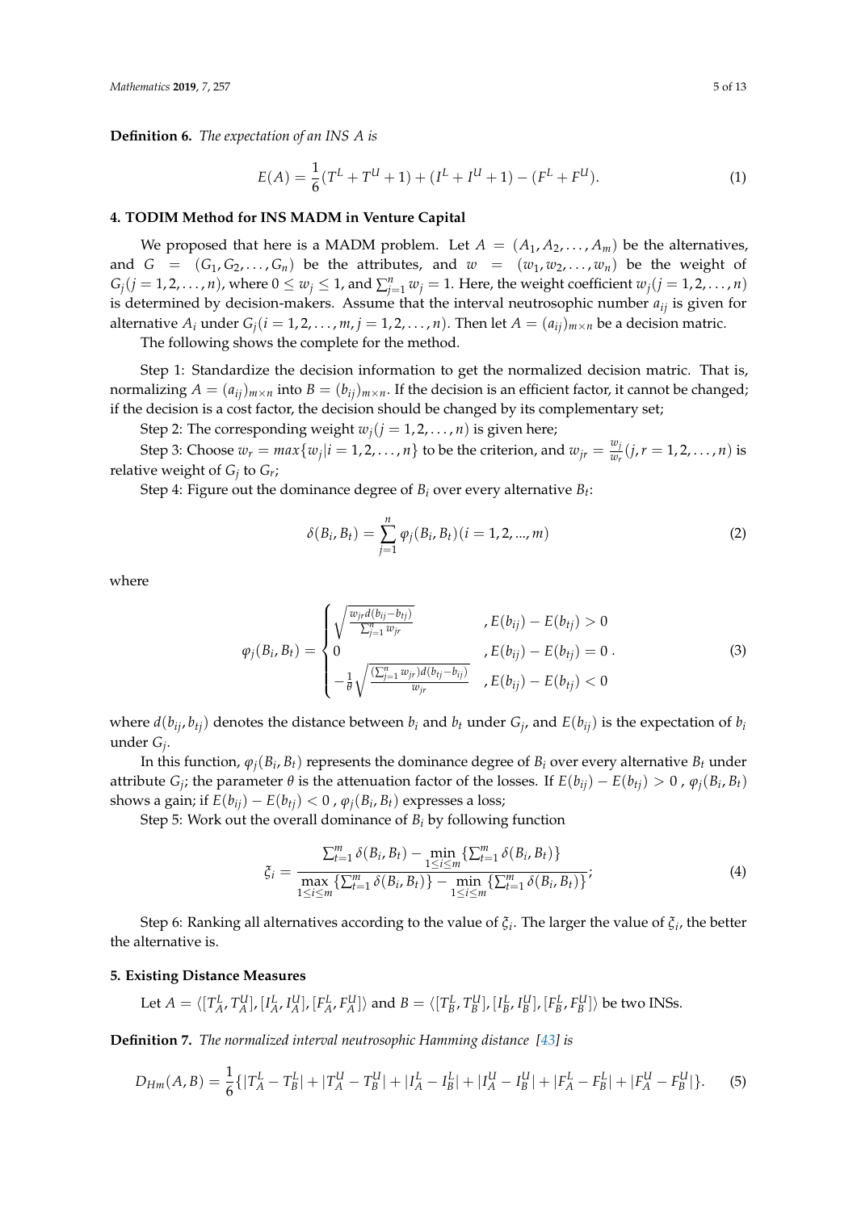**Definition 6.** *The expectation of an INS A is*

$$E(A) = \frac{1}{6}(T^L + T^U + 1) + (I^L + I^U + 1) - (F^L + F^U). \tag{1}$$

## 4. TODIM Method for INS MADM in Venture Capital

We proposed that here is a MADM problem. Let $A = (A_1, A_2, \ldots, A_m)$ be the alternatives, and $G = (G_1, G_2, \ldots, G_n)$ be the attributes, and $w = (w_1, w_2, \ldots, w_n)$ be the weight of $G_j (j = 1, 2, \ldots, n)$, where $0 \le w_j \le 1$, and $\sum_{j=1}^{n} w_j = 1$. Here, the weight coefficient $w_j (j = 1, 2, \ldots, n)$ is determined by decision-makers. Assume that the interval neutrosophic number $a_{ij}$ is given for alternative $A_i$ under $G_j (i = 1, 2, \ldots, m, j = 1, 2, \ldots, n)$. Then let $A = (a_{ij})_{m \times n}$ be a decision matric.

The following shows the complete for the method.

Step 1: Standardize the decision information to get the normalized decision matric. That is, normalizing $A = (a_{ij})_{m \times n}$ into $B = (b_{ij})_{m \times n}$. If the decision is an efficient factor, it cannot be changed; if the decision is a cost factor, the decision should be changed by its complementary set;

Step 2: The corresponding weight $w_j (j = 1, 2, \ldots, n)$ is given here;

Step 3: Choose $w_r = max\{w_j | i = 1, 2, \ldots, n\}$ to be the criterion, and $w_{jr} = \frac{w_j}{w_r} (j, r = 1, 2, \ldots, n)$ is relative weight of $G_j$ to $G_r$;

Step 4: Figure out the dominance degree of $B_i$ over every alternative $B_t$:

$$\delta(B_i, B_t) = \sum_{j=1}^{n} \varphi_j(B_i, B_t) (i = 1, 2, ..., m) \tag{2}$$

where

$$\varphi_j(B_i, B_t) = \begin{cases} \sqrt{\frac{w_{jr} d(b_{ij} - b_{tj})}{\sum_{j=1}^{n} w_{jr}}} & , E(b_{ij}) - E(b_{tj}) > 0 \\ 0 & , E(b_{ij}) - E(b_{tj}) = 0 \\ -\frac{1}{\theta} \sqrt{\frac{(\sum_{j=1}^{n} w_{jr}) d(b_{tj} - b_{ij})}{w_{jr}}} & , E(b_{ij}) - E(b_{tj}) < 0 \end{cases}. \tag{3}$$

where $d(b_{ij}, b_{tj})$ denotes the distance between $b_i$ and $b_t$ under $G_j$, and $E(b_{ij})$ is the expectation of $b_i$ under $G_j$.

In this function, $\varphi_j(B_i, B_t)$ represents the dominance degree of $B_i$ over every alternative $B_t$ under attribute $G_j$; the parameter $\theta$ is the attenuation factor of the losses. If $E(b_{ij}) - E(b_{tj}) > 0$ , $\varphi_j(B_i, B_t)$ shows a gain; if $E(b_{ij}) - E(b_{tj}) < 0$ , $\varphi_j(B_i, B_t)$ expresses a loss;

Step 5: Work out the overall dominance of $B_i$ by following function

$$\xi_i = \frac{\sum_{t=1}^{m} \delta(B_i, B_t) - \min_{1 \le i \le m} \{\sum_{t=1}^{m} \delta(B_i, B_t)\}}{\max_{1 \le i \le m} \{\sum_{t=1}^{m} \delta(B_i, B_t)\} - \min_{1 \le i \le m} \{\sum_{t=1}^{m} \delta(B_i, B_t)\}}; \tag{4}$$

Step 6: Ranking all alternatives according to the value of $\xi_i$. The larger the value of $\xi_i$, the better the alternative is.

## 5. Existing Distance Measures

Let $A = \langle [T_A^L, T_A^U], [I_A^L, I_A^U], [F_A^L, F_A^U] \rangle$ and $B = \langle [T_B^L, T_B^U], [I_B^L, I_B^U], [F_B^L, F_B^U] \rangle$ be two INSs.

**Definition 7.** *The normalized interval neutrosophic Hamming distance [43] is*

$$D_{Hm}(A, B) = \frac{1}{6}\{|T_A^L - T_B^L| + |T_A^U - T_B^U| + |I_A^L - I_B^L| + |I_A^U - I_B^U| + |F_A^L - F_B^L| + |F_A^U - F_B^U|\}. \tag{5}$$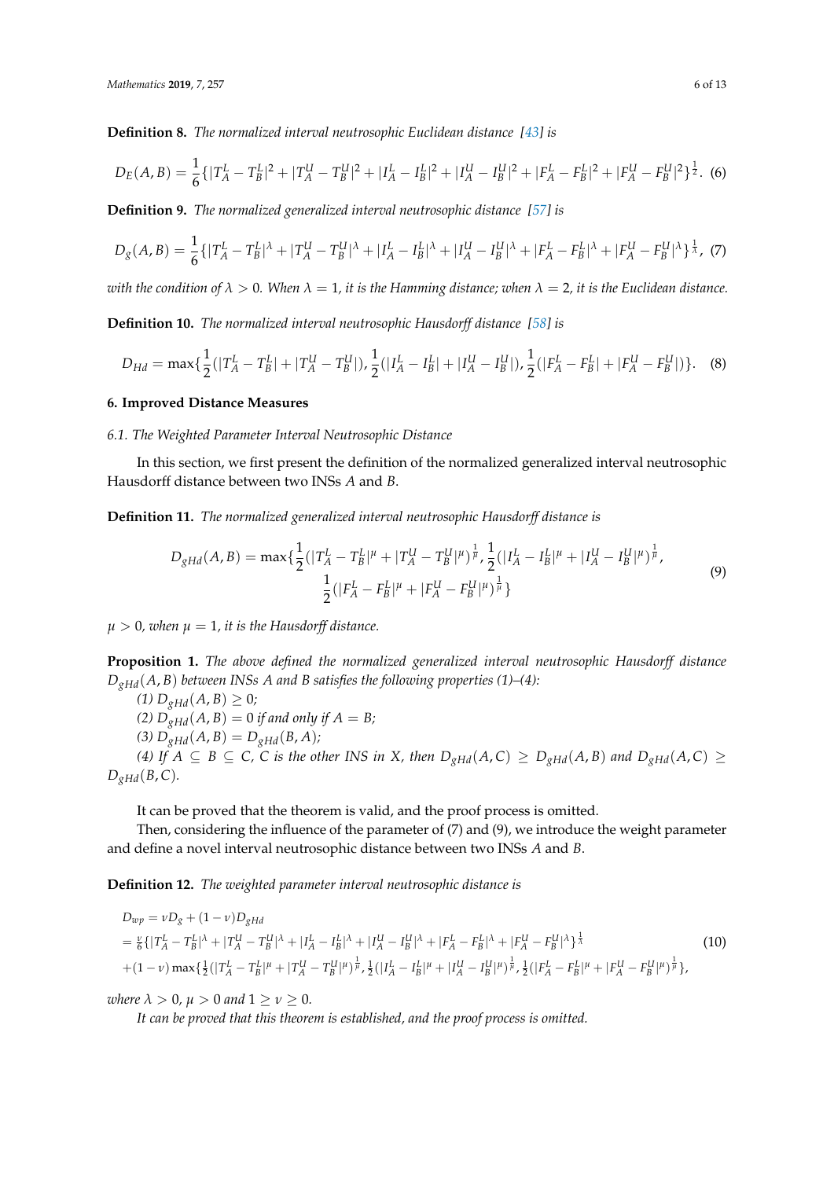**Definition 8.** *The normalized interval neutrosophic Euclidean distance* [43] *is*

$$D_E(A,B) = \frac{1}{6}\{|T_A^L - T_B^L|^2 + |T_A^U - T_B^U|^2 + |I_A^L - I_B^L|^2 + |I_A^U - I_B^U|^2 + |F_A^L - F_B^L|^2 + |F_A^U - F_B^U|^2\}^{\frac{1}{2}}. \quad (6)$$

**Definition 9.** *The normalized generalized interval neutrosophic distance* [57] *is*

$$D_g(A,B) = \frac{1}{6}\{|T_A^L - T_B^L|^\lambda + |T_A^U - T_B^U|^\lambda + |I_A^L - I_B^L|^\lambda + |I_A^U - I_B^U|^\lambda + |F_A^L - F_B^L|^\lambda + |F_A^U - F_B^U|^\lambda\}^{\frac{1}{\lambda}}, \quad (7)$$

*with the condition of $\lambda > 0$. When $\lambda = 1$, it is the Hamming distance; when $\lambda = 2$, it is the Euclidean distance.*

**Definition 10.** *The normalized interval neutrosophic Hausdorff distance* [58] *is*

$$D_{Hd} = \max\{\frac{1}{2}(|T_A^L - T_B^L| + |T_A^U - T_B^U|), \frac{1}{2}(|I_A^L - I_B^L| + |I_A^U - I_B^U|), \frac{1}{2}(|F_A^L - F_B^L| + |F_A^U - F_B^U|)\}. \quad (8)$$

## 6. Improved Distance Measures

### 6.1. The Weighted Parameter Interval Neutrosophic Distance

In this section, we first present the definition of the normalized generalized interval neutrosophic Hausdorff distance between two INSs $A$ and $B$.

**Definition 11.** *The normalized generalized interval neutrosophic Hausdorff distance is*

$$D_{gHd}(A,B) = \max\{\frac{1}{2}(|T_A^L - T_B^L|^\mu + |T_A^U - T_B^U|^\mu)^{\frac{1}{\mu}}, \frac{1}{2}(|I_A^L - I_B^L|^\mu + |I_A^U - I_B^U|^\mu)^{\frac{1}{\mu}}, \frac{1}{2}(|F_A^L - F_B^L|^\mu + |F_A^U - F_B^U|^\mu)^{\frac{1}{\mu}}\} \quad (9)$$

*$\mu > 0$, when $\mu = 1$, it is the Hausdorff distance.*

**Proposition 1.** *The above defined the normalized generalized interval neutrosophic Hausdorff distance $D_{gHd}(A,B)$ between INSs A and B satisfies the following properties (1)–(4):*

*(1) $D_{gHd}(A,B) \geq 0$;*

*(2) $D_{gHd}(A,B) = 0$ if and only if $A = B$;*

*(3) $D_{gHd}(A,B) = D_{gHd}(B,A)$;*

*(4) If $A \subseteq B \subseteq C$, C is the other INS in X, then $D_{gHd}(A,C) \geq D_{gHd}(A,B)$ and $D_{gHd}(A,C) \geq D_{gHd}(B,C)$.*

It can be proved that the theorem is valid, and the proof process is omitted.

Then, considering the influence of the parameter of (7) and (9), we introduce the weight parameter and define a novel interval neutrosophic distance between two INSs $A$ and $B$.

**Definition 12.** *The weighted parameter interval neutrosophic distance is*

$$\begin{aligned} D_{wp} &= \nu D_g + (1-\nu) D_{gHd} \\ &= \frac{\nu}{6}\{|T_A^L - T_B^L|^\lambda + |T_A^U - T_B^U|^\lambda + |I_A^L - I_B^L|^\lambda + |I_A^U - I_B^U|^\lambda + |F_A^L - F_B^L|^\lambda + |F_A^U - F_B^U|^\lambda\}^{\frac{1}{\lambda}} \\ &+ (1-\nu)\max\{\frac{1}{2}(|T_A^L - T_B^L|^\mu + |T_A^U - T_B^U|^\mu)^{\frac{1}{\mu}}, \frac{1}{2}(|I_A^L - I_B^L|^\mu + |I_A^U - I_B^U|^\mu)^{\frac{1}{\mu}}, \frac{1}{2}(|F_A^L - F_B^L|^\mu + |F_A^U - F_B^U|^\mu)^{\frac{1}{\mu}}\}, \end{aligned} \quad (10)$$

*where $\lambda > 0$, $\mu > 0$ and $1 \geq \nu \geq 0$.*

*It can be proved that this theorem is established, and the proof process is omitted.*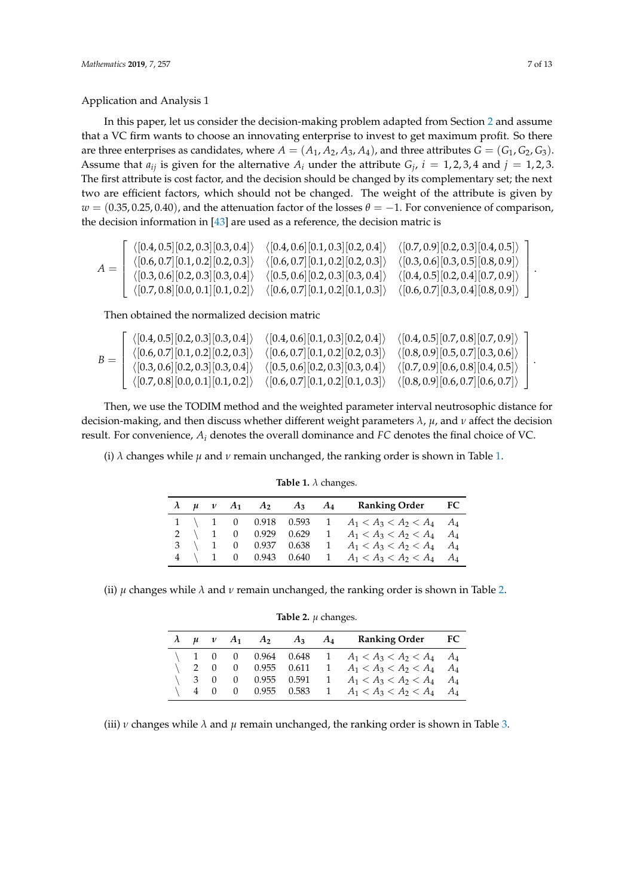Application and Analysis 1

In this paper, let us consider the decision-making problem adapted from Section 2 and assume that a VC firm wants to choose an innovating enterprise to invest to get maximum profit. So there are three enterprises as candidates, where $A = (A_1, A_2, A_3, A_4)$, and three attributes $G = (G_1, G_2, G_3)$. Assume that $a_{ij}$ is given for the alternative $A_i$ under the attribute $G_j$, $i = 1, 2, 3, 4$ and $j = 1, 2, 3$. The first attribute is cost factor, and the decision should be changed by its complementary set; the next two are efficient factors, which should not be changed. The weight of the attribute is given by $w = (0.35, 0.25, 0.40)$, and the attenuation factor of the losses $\theta = -1$. For convenience of comparison, the decision information in [43] are used as a reference, the decision matric is

$$A = \begin{bmatrix} \langle [0.4,0.5][0.2,0.3][0.3,0.4] \rangle & \langle [0.4,0.6][0.1,0.3][0.2,0.4] \rangle & \langle [0.7,0.9][0.2,0.3][0.4,0.5] \rangle \\ \langle [0.6,0.7][0.1,0.2][0.2,0.3] \rangle & \langle [0.6,0.7][0.1,0.2][0.2,0.3] \rangle & \langle [0.3,0.6][0.3,0.5][0.8,0.9] \rangle \\ \langle [0.3,0.6][0.2,0.3][0.3,0.4] \rangle & \langle [0.5,0.6][0.2,0.3][0.3,0.4] \rangle & \langle [0.4,0.5][0.2,0.4][0.7,0.9] \rangle \\ \langle [0.7,0.8][0.0,0.1][0.1,0.2] \rangle & \langle [0.6,0.7][0.1,0.2][0.1,0.3] \rangle & \langle [0.6,0.7][0.3,0.4][0.8,0.9] \rangle \end{bmatrix}.$$

Then obtained the normalized decision matric

$$B = \begin{bmatrix} \langle [0.4,0.5][0.2,0.3][0.3,0.4] \rangle & \langle [0.4,0.6][0.1,0.3][0.2,0.4] \rangle & \langle [0.4,0.5][0.7,0.8][0.7,0.9] \rangle \\ \langle [0.6,0.7][0.1,0.2][0.2,0.3] \rangle & \langle [0.6,0.7][0.1,0.2][0.2,0.3] \rangle & \langle [0.8,0.9][0.5,0.7][0.3,0.6] \rangle \\ \langle [0.3,0.6][0.2,0.3][0.3,0.4] \rangle & \langle [0.5,0.6][0.2,0.3][0.3,0.4] \rangle & \langle [0.7,0.9][0.6,0.8][0.4,0.5] \rangle \\ \langle [0.7,0.8][0.0,0.1][0.1,0.2] \rangle & \langle [0.6,0.7][0.1,0.2][0.1,0.3] \rangle & \langle [0.8,0.9][0.6,0.7][0.6,0.7] \rangle \end{bmatrix}.$$

Then, we use the TODIM method and the weighted parameter interval neutrosophic distance for decision-making, and then discuss whether different weight parameters $\lambda$, $\mu$, and $\nu$ affect the decision result. For convenience, $A_i$ denotes the overall dominance and $FC$ denotes the final choice of VC.

(i) $\lambda$ changes while $\mu$ and $\nu$ remain unchanged, the ranking order is shown in Table 1.

**Table 1.** $\lambda$ changes.

| $\lambda$ | $\mu$ | $\nu$ | $A_1$ | $A_2$ | $A_3$ | $A_4$ | Ranking Order | FC |
|---|---|---|---|---|---|---|---|---|
| 1 | \ | 1 | 0 | 0.918 | 0.593 | 1 | $A_1 < A_3 < A_2 < A_4$ | $A_4$ |
| 2 | \ | 1 | 0 | 0.929 | 0.629 | 1 | $A_1 < A_3 < A_2 < A_4$ | $A_4$ |
| 3 | \ | 1 | 0 | 0.937 | 0.638 | 1 | $A_1 < A_3 < A_2 < A_4$ | $A_4$ |
| 4 | \ | 1 | 0 | 0.943 | 0.640 | 1 | $A_1 < A_3 < A_2 < A_4$ | $A_4$ |

(ii) $\mu$ changes while $\lambda$ and $\nu$ remain unchanged, the ranking order is shown in Table 2.

**Table 2.** $\mu$ changes.

| $\lambda$ | $\mu$ | $\nu$ | $A_1$ | $A_2$ | $A_3$ | $A_4$ | Ranking Order | FC |
|---|---|---|---|---|---|---|---|---|
| \ | 1 | 0 | 0 | 0.964 | 0.648 | 1 | $A_1 < A_3 < A_2 < A_4$ | $A_4$ |
| \ | 2 | 0 | 0 | 0.955 | 0.611 | 1 | $A_1 < A_3 < A_2 < A_4$ | $A_4$ |
| \ | 3 | 0 | 0 | 0.955 | 0.591 | 1 | $A_1 < A_3 < A_2 < A_4$ | $A_4$ |
| \ | 4 | 0 | 0 | 0.955 | 0.583 | 1 | $A_1 < A_3 < A_2 < A_4$ | $A_4$ |

(iii) $\nu$ changes while $\lambda$ and $\mu$ remain unchanged, the ranking order is shown in Table 3.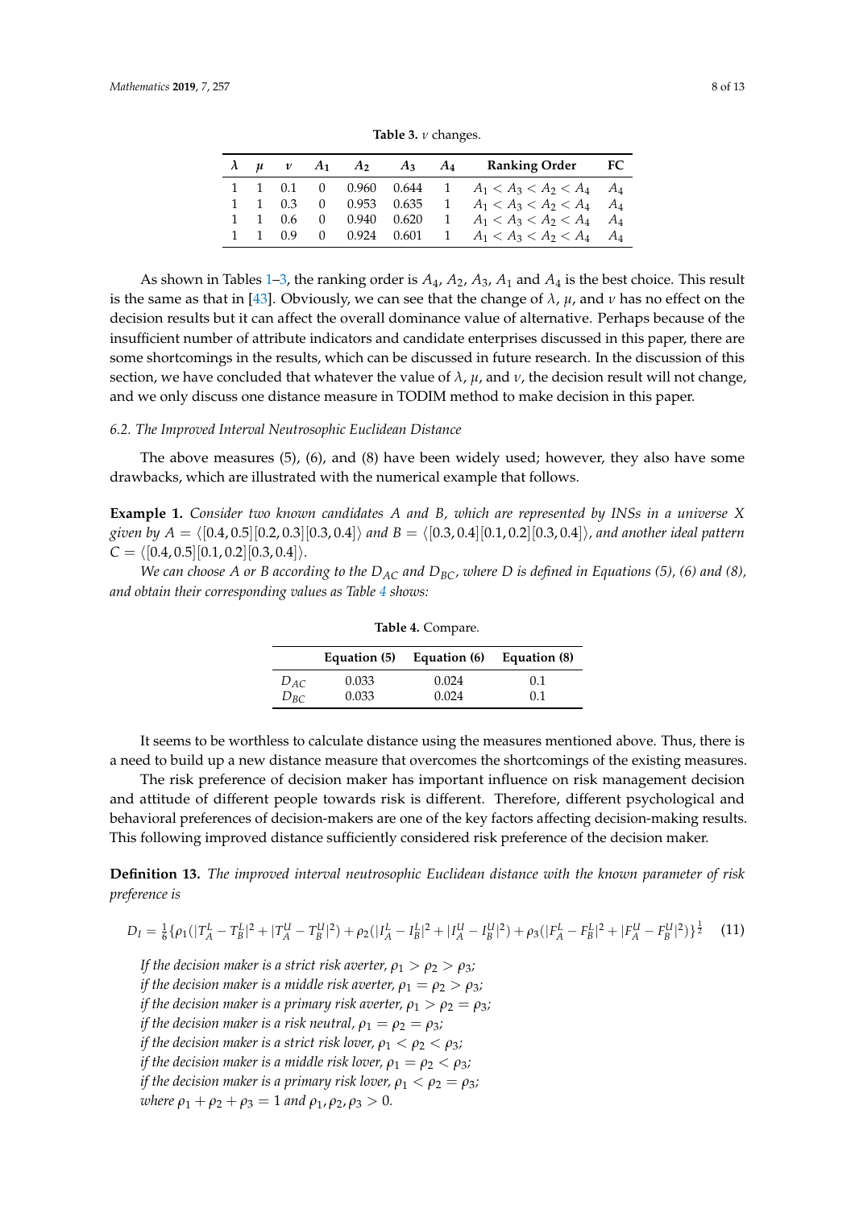**Table 3.** $\nu$ changes.

| $\lambda$ | $\mu$ | $\nu$ | $A_1$ | $A_2$ | $A_3$ | $A_4$ | Ranking Order | FC |
|---|---|---|---|---|---|---|---|---|
| 1 | 1 | 0.1 | 0 | 0.960 | 0.644 | 1 | $A_1 < A_3 < A_2 < A_4$ | $A_4$ |
| 1 | 1 | 0.3 | 0 | 0.953 | 0.635 | 1 | $A_1 < A_3 < A_2 < A_4$ | $A_4$ |
| 1 | 1 | 0.6 | 0 | 0.940 | 0.620 | 1 | $A_1 < A_3 < A_2 < A_4$ | $A_4$ |
| 1 | 1 | 0.9 | 0 | 0.924 | 0.601 | 1 | $A_1 < A_3 < A_2 < A_4$ | $A_4$ |

As shown in Tables 1–3, the ranking order is $A_4$, $A_2$, $A_3$, $A_1$ and $A_4$ is the best choice. This result is the same as that in [43]. Obviously, we can see that the change of $\lambda$, $\mu$, and $\nu$ has no effect on the decision results but it can affect the overall dominance value of alternative. Perhaps because of the insufficient number of attribute indicators and candidate enterprises discussed in this paper, there are some shortcomings in the results, which can be discussed in future research. In the discussion of this section, we have concluded that whatever the value of $\lambda$, $\mu$, and $\nu$, the decision result will not change, and we only discuss one distance measure in TODIM method to make decision in this paper.

### 6.2. The Improved Interval Neutrosophic Euclidean Distance

The above measures (5), (6), and (8) have been widely used; however, they also have some drawbacks, which are illustrated with the numerical example that follows.

**Example 1.** *Consider two known candidates A and B, which are represented by INSs in a universe X given by* $A = \langle [0.4, 0.5][0.2, 0.3][0.3, 0.4] \rangle$ *and* $B = \langle [0.3, 0.4][0.1, 0.2][0.3, 0.4] \rangle$*, and another ideal pattern* $C = \langle [0.4, 0.5][0.1, 0.2][0.3, 0.4] \rangle$.

*We can choose A or B according to the* $D_{AC}$ *and* $D_{BC}$*, where D is defined in Equations (5), (6) and (8), and obtain their corresponding values as Table 4 shows:*

**Table 4.** Compare.

| | Equation (5) | Equation (6) | Equation (8) |
|---|---|---|---|
| $D_{AC}$ | 0.033 | 0.024 | 0.1 |
| $D_{BC}$ | 0.033 | 0.024 | 0.1 |

It seems to be worthless to calculate distance using the measures mentioned above. Thus, there is a need to build up a new distance measure that overcomes the shortcomings of the existing measures.

The risk preference of decision maker has important influence on risk management decision and attitude of different people towards risk is different. Therefore, different psychological and behavioral preferences of decision-makers are one of the key factors affecting decision-making results. This following improved distance sufficiently considered risk preference of the decision maker.

**Definition 13.** *The improved interval neutrosophic Euclidean distance with the known parameter of risk preference is*

$$D_I = \frac{1}{6}\{\rho_1(|T_A^L - T_B^L|^2 + |T_A^U - T_B^U|^2) + \rho_2(|I_A^L - I_B^L|^2 + |I_A^U - I_B^U|^2) + \rho_3(|F_A^L - F_B^L|^2 + |F_A^U - F_B^U|^2)\}^{\frac{1}{2}} \quad (11)$$

*If the decision maker is a strict risk averter,* $\rho_1 > \rho_2 > \rho_3$*;*
*if the decision maker is a middle risk averter,* $\rho_1 = \rho_2 > \rho_3$*;*
*if the decision maker is a primary risk averter,* $\rho_1 > \rho_2 = \rho_3$*;*
*if the decision maker is a risk neutral,* $\rho_1 = \rho_2 = \rho_3$*;*
*if the decision maker is a strict risk lover,* $\rho_1 < \rho_2 < \rho_3$*;*
*if the decision maker is a middle risk lover,* $\rho_1 = \rho_2 < \rho_3$*;*
*if the decision maker is a primary risk lover,* $\rho_1 < \rho_2 = \rho_3$*;*
*where* $\rho_1 + \rho_2 + \rho_3 = 1$ *and* $\rho_1, \rho_2, \rho_3 > 0$.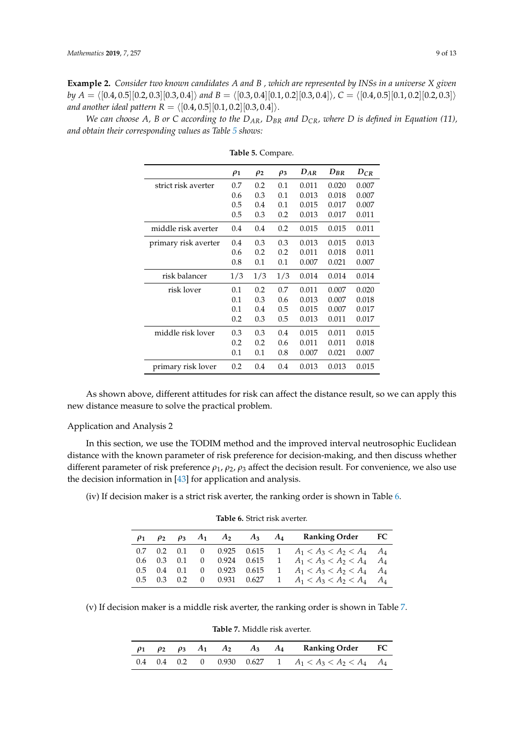**Example 2.** *Consider two known candidates A and B , which are represented by INSs in a universe X given by* $A = \langle[0.4, 0.5][0.2, 0.3][0.3, 0.4]\rangle$ *and* $B = \langle[0.3, 0.4][0.1, 0.2][0.3, 0.4]\rangle$, $C = \langle[0.4, 0.5][0.1, 0.2][0.2, 0.3]\rangle$ *and another ideal pattern* $R = \langle[0.4, 0.5][0.1, 0.2][0.3, 0.4]\rangle$.

*We can choose A, B or C according to the* $D_{AR}$, $D_{BR}$ *and* $D_{CR}$, *where D is defined in Equation (11), and obtain their corresponding values as Table 5 shows:*

**Table 5.** Compare.

| | $\rho_1$ | $\rho_2$ | $\rho_3$ | $D_{AR}$ | $D_{BR}$ | $D_{CR}$ |
|---|---|---|---|---|---|---|
| strict risk averter | 0.7 | 0.2 | 0.1 | 0.011 | 0.020 | 0.007 |
| | 0.6 | 0.3 | 0.1 | 0.013 | 0.018 | 0.007 |
| | 0.5 | 0.4 | 0.1 | 0.015 | 0.017 | 0.007 |
| | 0.5 | 0.3 | 0.2 | 0.013 | 0.017 | 0.011 |
| middle risk averter | 0.4 | 0.4 | 0.2 | 0.015 | 0.015 | 0.011 |
| primary risk averter | 0.4 | 0.3 | 0.3 | 0.013 | 0.015 | 0.013 |
| | 0.6 | 0.2 | 0.2 | 0.011 | 0.018 | 0.011 |
| | 0.8 | 0.1 | 0.1 | 0.007 | 0.021 | 0.007 |
| risk balancer | 1/3 | 1/3 | 1/3 | 0.014 | 0.014 | 0.014 |
| risk lover | 0.1 | 0.2 | 0.7 | 0.011 | 0.007 | 0.020 |
| | 0.1 | 0.3 | 0.6 | 0.013 | 0.007 | 0.018 |
| | 0.1 | 0.4 | 0.5 | 0.015 | 0.007 | 0.017 |
| | 0.2 | 0.3 | 0.5 | 0.013 | 0.011 | 0.017 |
| middle risk lover | 0.3 | 0.3 | 0.4 | 0.015 | 0.011 | 0.015 |
| | 0.2 | 0.2 | 0.6 | 0.011 | 0.011 | 0.018 |
| | 0.1 | 0.1 | 0.8 | 0.007 | 0.021 | 0.007 |
| primary risk lover | 0.2 | 0.4 | 0.4 | 0.013 | 0.013 | 0.015 |

As shown above, different attitudes for risk can affect the distance result, so we can apply this new distance measure to solve the practical problem.

Application and Analysis 2

In this section, we use the TODIM method and the improved interval neutrosophic Euclidean distance with the known parameter of risk preference for decision-making, and then discuss whether different parameter of risk preference $\rho_1$, $\rho_2$, $\rho_3$ affect the decision result. For convenience, we also use the decision information in [43] for application and analysis.

(iv) If decision maker is a strict risk averter, the ranking order is shown in Table 6.

**Table 6.** Strict risk averter.

| $\rho_1$ | $\rho_2$ | $\rho_3$ | $A_1$ | $A_2$ | $A_3$ | $A_4$ | Ranking Order | FC |
|---|---|---|---|---|---|---|---|---|
| 0.7 | 0.2 | 0.1 | 0 | 0.925 | 0.615 | 1 | $A_1 < A_3 < A_2 < A_4$ | $A_4$ |
| 0.6 | 0.3 | 0.1 | 0 | 0.924 | 0.615 | 1 | $A_1 < A_3 < A_2 < A_4$ | $A_4$ |
| 0.5 | 0.4 | 0.1 | 0 | 0.923 | 0.615 | 1 | $A_1 < A_3 < A_2 < A_4$ | $A_4$ |
| 0.5 | 0.3 | 0.2 | 0 | 0.931 | 0.627 | 1 | $A_1 < A_3 < A_2 < A_4$ | $A_4$ |

(v) If decision maker is a middle risk averter, the ranking order is shown in Table 7.

**Table 7.** Middle risk averter.

| $\rho_1$ | $\rho_2$ | $\rho_3$ | $A_1$ | $A_2$ | $A_3$ | $A_4$ | Ranking Order | FC |
|---|---|---|---|---|---|---|---|---|
| 0.4 | 0.4 | 0.2 | 0 | 0.930 | 0.627 | 1 | $A_1 < A_3 < A_2 < A_4$ | $A_4$ |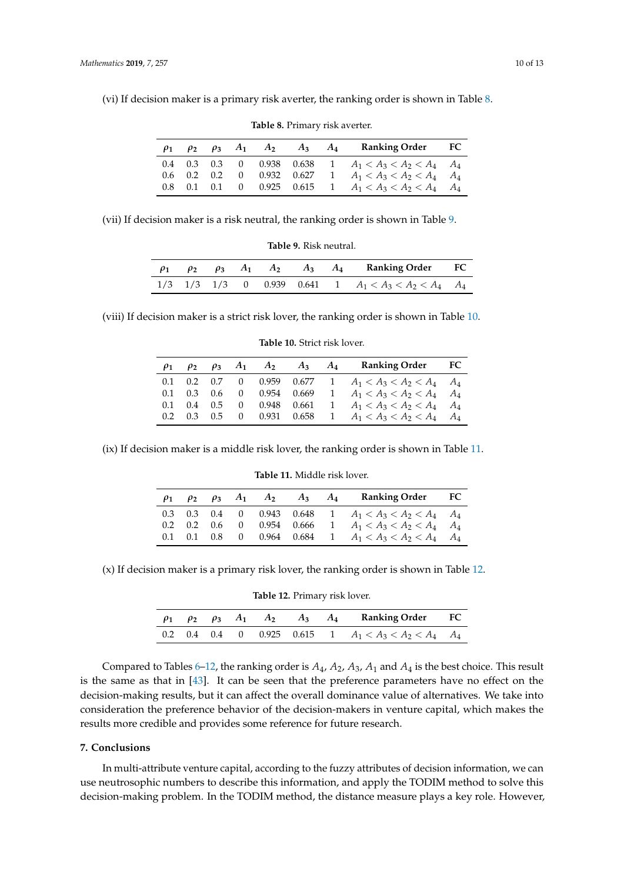(vi) If decision maker is a primary risk averter, the ranking order is shown in Table 8.

**Table 8.** Primary risk averter.

| $\rho_1$ | $\rho_2$ | $\rho_3$ | $A_1$ | $A_2$ | $A_3$ | $A_4$ | Ranking Order | FC |
|---|---|---|---|---|---|---|---|---|
| 0.4 | 0.3 | 0.3 | 0 | 0.938 | 0.638 | 1 | $A_1 < A_3 < A_2 < A_4$ | $A_4$ |
| 0.6 | 0.2 | 0.2 | 0 | 0.932 | 0.627 | 1 | $A_1 < A_3 < A_2 < A_4$ | $A_4$ |
| 0.8 | 0.1 | 0.1 | 0 | 0.925 | 0.615 | 1 | $A_1 < A_3 < A_2 < A_4$ | $A_4$ |

(vii) If decision maker is a risk neutral, the ranking order is shown in Table 9.

**Table 9.** Risk neutral.

| $\rho_1$ | $\rho_2$ | $\rho_3$ | $A_1$ | $A_2$ | $A_3$ | $A_4$ | Ranking Order | FC |
|---|---|---|---|---|---|---|---|---|
| 1/3 | 1/3 | 1/3 | 0 | 0.939 | 0.641 | 1 | $A_1 < A_3 < A_2 < A_4$ | $A_4$ |

(viii) If decision maker is a strict risk lover, the ranking order is shown in Table 10.

**Table 10.** Strict risk lover.

| $\rho_1$ | $\rho_2$ | $\rho_3$ | $A_1$ | $A_2$ | $A_3$ | $A_4$ | Ranking Order | FC |
|---|---|---|---|---|---|---|---|---|
| 0.1 | 0.2 | 0.7 | 0 | 0.959 | 0.677 | 1 | $A_1 < A_3 < A_2 < A_4$ | $A_4$ |
| 0.1 | 0.3 | 0.6 | 0 | 0.954 | 0.669 | 1 | $A_1 < A_3 < A_2 < A_4$ | $A_4$ |
| 0.1 | 0.4 | 0.5 | 0 | 0.948 | 0.661 | 1 | $A_1 < A_3 < A_2 < A_4$ | $A_4$ |
| 0.2 | 0.3 | 0.5 | 0 | 0.931 | 0.658 | 1 | $A_1 < A_3 < A_2 < A_4$ | $A_4$ |

(ix) If decision maker is a middle risk lover, the ranking order is shown in Table 11.

**Table 11.** Middle risk lover.

| $\rho_1$ | $\rho_2$ | $\rho_3$ | $A_1$ | $A_2$ | $A_3$ | $A_4$ | Ranking Order | FC |
|---|---|---|---|---|---|---|---|---|
| 0.3 | 0.3 | 0.4 | 0 | 0.943 | 0.648 | 1 | $A_1 < A_3 < A_2 < A_4$ | $A_4$ |
| 0.2 | 0.2 | 0.6 | 0 | 0.954 | 0.666 | 1 | $A_1 < A_3 < A_2 < A_4$ | $A_4$ |
| 0.1 | 0.1 | 0.8 | 0 | 0.964 | 0.684 | 1 | $A_1 < A_3 < A_2 < A_4$ | $A_4$ |

(x) If decision maker is a primary risk lover, the ranking order is shown in Table 12.

**Table 12.** Primary risk lover.

| $\rho_1$ | $\rho_2$ | $\rho_3$ | $A_1$ | $A_2$ | $A_3$ | $A_4$ | Ranking Order | FC |
|---|---|---|---|---|---|---|---|---|
| 0.2 | 0.4 | 0.4 | 0 | 0.925 | 0.615 | 1 | $A_1 < A_3 < A_2 < A_4$ | $A_4$ |

Compared to Tables 6–12, the ranking order is $A_4$, $A_2$, $A_3$, $A_1$ and $A_4$ is the best choice. This result is the same as that in [43]. It can be seen that the preference parameters have no effect on the decision-making results, but it can affect the overall dominance value of alternatives. We take into consideration the preference behavior of the decision-makers in venture capital, which makes the results more credible and provides some reference for future research.

## 7. Conclusions

In multi-attribute venture capital, according to the fuzzy attributes of decision information, we can use neutrosophic numbers to describe this information, and apply the TODIM method to solve this decision-making problem. In the TODIM method, the distance measure plays a key role. However,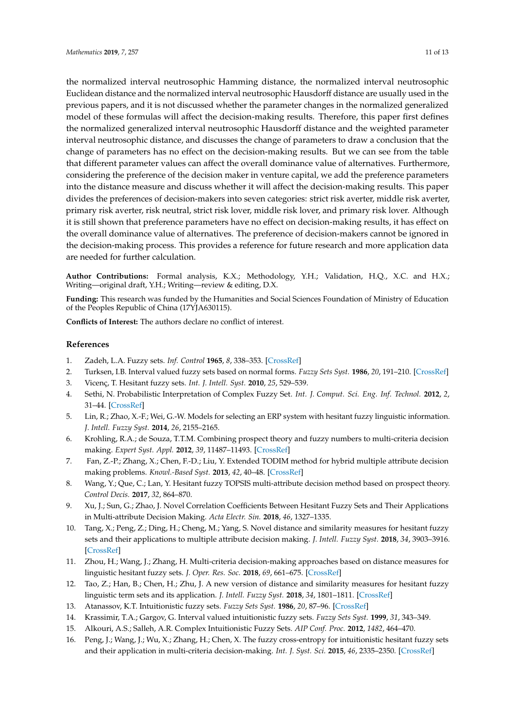the normalized interval neutrosophic Hamming distance, the normalized interval neutrosophic Euclidean distance and the normalized interval neutrosophic Hausdorff distance are usually used in the previous papers, and it is not discussed whether the parameter changes in the normalized generalized model of these formulas will affect the decision-making results. Therefore, this paper first defines the normalized generalized interval neutrosophic Hausdorff distance and the weighted parameter interval neutrosophic distance, and discusses the change of parameters to draw a conclusion that the change of parameters has no effect on the decision-making results. But we can see from the table that different parameter values can affect the overall dominance value of alternatives. Furthermore, considering the preference of the decision maker in venture capital, we add the preference parameters into the distance measure and discuss whether it will affect the decision-making results. This paper divides the preferences of decision-makers into seven categories: strict risk averter, middle risk averter, primary risk averter, risk neutral, strict risk lover, middle risk lover, and primary risk lover. Although it is still shown that preference parameters have no effect on decision-making results, it has effect on the overall dominance value of alternatives. The preference of decision-makers cannot be ignored in the decision-making process. This provides a reference for future research and more application data are needed for further calculation.

**Author Contributions:** Formal analysis, K.X.; Methodology, Y.H.; Validation, H.Q., X.C. and H.X.; Writing—original draft, Y.H.; Writing—review & editing, D.X.

**Funding:** This research was funded by the Humanities and Social Sciences Foundation of Ministry of Education of the Peoples Republic of China (17YJA630115).

**Conflicts of Interest:** The authors declare no conflict of interest.

## References

1. Zadeh, L.A. Fuzzy sets. *Inf. Control* **1965**, *8*, 338–353. [CrossRef]
2. Turksen, I.B. Interval valued fuzzy sets based on normal forms. *Fuzzy Sets Syst.* **1986**, *20*, 191–210. [CrossRef]
3. Vicenç, T. Hesitant fuzzy sets. *Int. J. Intell. Syst.* **2010**, *25*, 529–539.
4. Sethi, N. Probabilistic Interpretation of Complex Fuzzy Set. *Int. J. Comput. Sci. Eng. Inf. Technol.* **2012**, *2*, 31–44. [CrossRef]
5. Lin, R.; Zhao, X.-F.; Wei, G.-W. Models for selecting an ERP system with hesitant fuzzy linguistic information. *J. Intell. Fuzzy Syst.* **2014**, *26*, 2155–2165.
6. Krohling, R.A.; de Souza, T.T.M. Combining prospect theory and fuzzy numbers to multi-criteria decision making. *Expert Syst. Appl.* **2012**, *39*, 11487–11493. [CrossRef]
7. Fan, Z.-P.; Zhang, X.; Chen, F.-D.; Liu, Y. Extended TODIM method for hybrid multiple attribute decision making problems. *Knowl.-Based Syst.* **2013**, *42*, 40–48. [CrossRef]
8. Wang, Y.; Que, C.; Lan, Y. Hesitant fuzzy TOPSIS multi-attribute decision method based on prospect theory. *Control Decis.* **2017**, *32*, 864–870.
9. Xu, J.; Sun, G.; Zhao, J. Novel Correlation Coefficients Between Hesitant Fuzzy Sets and Their Applications in Multi-attribute Decision Making. *Acta Electr. Sin.* **2018**, *46*, 1327–1335.
10. Tang, X.; Peng, Z.; Ding, H.; Cheng, M.; Yang, S. Novel distance and similarity measures for hesitant fuzzy sets and their applications to multiple attribute decision making. *J. Intell. Fuzzy Syst.* **2018**, *34*, 3903–3916. [CrossRef]
11. Zhou, H.; Wang, J.; Zhang, H. Multi-criteria decision-making approaches based on distance measures for linguistic hesitant fuzzy sets. *J. Oper. Res. Soc.* **2018**, *69*, 661–675. [CrossRef]
12. Tao, Z.; Han, B.; Chen, H.; Zhu, J. A new version of distance and similarity measures for hesitant fuzzy linguistic term sets and its application. *J. Intell. Fuzzy Syst.* **2018**, *34*, 1801–1811. [CrossRef]
13. Atanassov, K.T. Intuitionistic fuzzy sets. *Fuzzy Sets Syst.* **1986**, *20*, 87–96. [CrossRef]
14. Krassimir, T.A.; Gargov, G. Interval valued intuitionistic fuzzy sets. *Fuzzy Sets Syst.* **1999**, *31*, 343–349.
15. Alkouri, A.S.; Salleh, A.R. Complex Intuitionistic Fuzzy Sets. *AIP Conf. Proc.* **2012**, *1482*, 464–470.
16. Peng, J.; Wang, J.; Wu, X.; Zhang, H.; Chen, X. The fuzzy cross-entropy for intuitionistic hesitant fuzzy sets and their application in multi-criteria decision-making. *Int. J. Syst. Sci.* **2015**, *46*, 2335–2350. [CrossRef]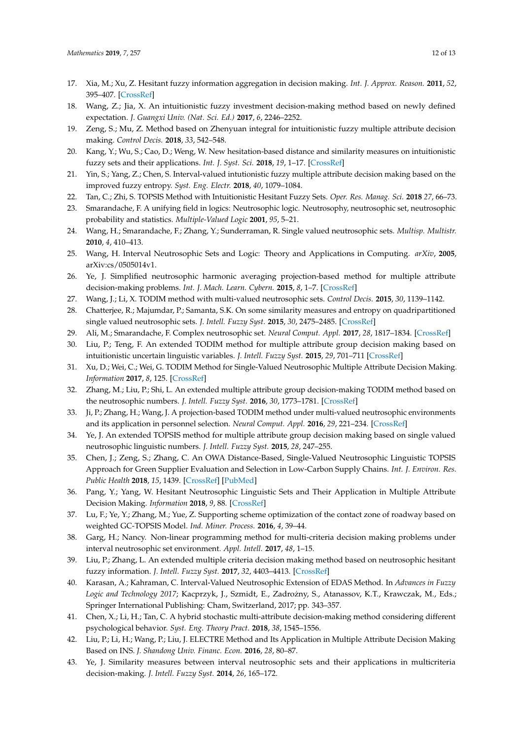17. Xia, M.; Xu, Z. Hesitant fuzzy information aggregation in decision making. *Int. J. Approx. Reason.* **2011**, *52*, 395–407. [CrossRef]
18. Wang, Z.; Jia, X. An intuitionistic fuzzy investment decision-making method based on newly defined expectation. *J. Guangxi Univ. (Nat. Sci. Ed.)* **2017**, *6*, 2246–2252.
19. Zeng, S.; Mu, Z. Method based on Zhenyuan integral for intuitionistic fuzzy multiple attribute decision making. *Control Decis.* **2018**, *33*, 542–548.
20. Kang, Y.; Wu, S.; Cao, D.; Weng, W. New hesitation-based distance and similarity measures on intuitionistic fuzzy sets and their applications. *Int. J. Syst. Sci.* **2018**, *19*, 1–17. [CrossRef]
21. Yin, S.; Yang, Z.; Chen, S. Interval-valued intutionistic fuzzy multiple attribute decision making based on the improved fuzzy entropy. *Syst. Eng. Electr.* **2018**, *40*, 1079–1084.
22. Tan, C.; Zhi, S. TOPSIS Method with Intuitionistic Hesitant Fuzzy Sets. *Oper. Res. Manag. Sci.* **2018** *27*, 66–73.
23. Smarandache, F. A unifying field in logics: Neutrosophic logic. Neutrosophy, neutrosophic set, neutrosophic probability and statistics. *Multiple-Valued Logic* **2001**, *95*, 5–21.
24. Wang, H.; Smarandache, F.; Zhang, Y.; Sunderraman, R. Single valued neutrosophic sets. *Multisp. Multistr.* **2010**, *4*, 410–413.
25. Wang, H. Interval Neutrosophic Sets and Logic: Theory and Applications in Computing. *arXiv*, **2005**, arXiv:cs/0505014v1.
26. Ye, J. Simplified neutrosophic harmonic averaging projection-based method for multiple attribute decision-making problems. *Int. J. Mach. Learn. Cybern.* **2015**, *8*, 1–7. [CrossRef]
27. Wang, J.; Li, X. TODIM method with multi-valued neutrosophic sets. *Control Decis.* **2015**, *30*, 1139–1142.
28. Chatterjee, R.; Majumdar, P.; Samanta, S.K. On some similarity measures and entropy on quadripartitioned single valued neutrosophic sets. *J. Intell. Fuzzy Syst.* **2015**, *30*, 2475–2485. [CrossRef]
29. Ali, M.; Smarandache, F. Complex neutrosophic set. *Neural Comput. Appl.* **2017**, *28*, 1817–1834. [CrossRef]
30. Liu, P.; Teng, F. An extended TODIM method for multiple attribute group decision making based on intuitionistic uncertain linguistic variables. *J. Intell. Fuzzy Syst.* **2015**, *29*, 701–711 [CrossRef]
31. Xu, D.; Wei, C.; Wei, G. TODIM Method for Single-Valued Neutrosophic Multiple Attribute Decision Making. *Information* **2017**, *8*, 125. [CrossRef]
32. Zhang, M.; Liu, P.; Shi, L. An extended multiple attribute group decision-making TODIM method based on the neutrosophic numbers. *J. Intell. Fuzzy Syst.* **2016**, *30*, 1773–1781. [CrossRef]
33. Ji, P.; Zhang, H.; Wang, J. A projection-based TODIM method under multi-valued neutrosophic environments and its application in personnel selection. *Neural Comput. Appl.* **2016**, *29*, 221–234. [CrossRef]
34. Ye, J. An extended TOPSIS method for multiple attribute group decision making based on single valued neutrosophic linguistic numbers. *J. Intell. Fuzzy Syst.* **2015**, *28*, 247–255.
35. Chen, J.; Zeng, S.; Zhang, C. An OWA Distance-Based, Single-Valued Neutrosophic Linguistic TOPSIS Approach for Green Supplier Evaluation and Selection in Low-Carbon Supply Chains. *Int. J. Environ. Res. Public Health* **2018**, *15*, 1439. [CrossRef] [PubMed]
36. Pang, Y.; Yang, W. Hesitant Neutrosophic Linguistic Sets and Their Application in Multiple Attribute Decision Making. *Information* **2018**, *9*, 88. [CrossRef]
37. Lu, F.; Ye, Y.; Zhang, M.; Yue, Z. Supporting scheme optimization of the contact zone of roadway based on weighted GC-TOPSIS Model. *Ind. Miner. Process.* **2016**, *4*, 39–44.
38. Garg, H.; Nancy. Non-linear programming method for multi-criteria decision making problems under interval neutrosophic set environment. *Appl. Intell.* **2017**, *48*, 1–15.
39. Liu, P.; Zhang, L. An extended multiple criteria decision making method based on neutrosophic hesitant fuzzy information. *J. Intell. Fuzzy Syst.* **2017**, *32*, 4403–4413. [CrossRef]
40. Karasan, A.; Kahraman, C. Interval-Valued Neutrosophic Extension of EDAS Method. In *Advances in Fuzzy Logic and Technology 2017*; Kacprzyk, J., Szmidt, E., Zadrożny, S., Atanassov, K.T., Krawczak, M., Eds.; Springer International Publishing: Cham, Switzerland, 2017; pp. 343–357.
41. Chen, X.; Li, H.; Tan, C. A hybrid stochastic multi-attribute decision-making method considering different psychological behavior. *Syst. Eng. Theory Pract.* **2018**, *38*, 1545–1556.
42. Liu, P.; Li, H.; Wang, P.; Liu, J. ELECTRE Method and Its Application in Multiple Attribute Decision Making Based on INS. *J. Shandong Univ. Financ. Econ.* **2016**, *28*, 80–87.
43. Ye, J. Similarity measures between interval neutrosophic sets and their applications in multicriteria decision-making. *J. Intell. Fuzzy Syst.* **2014**, *26*, 165–172.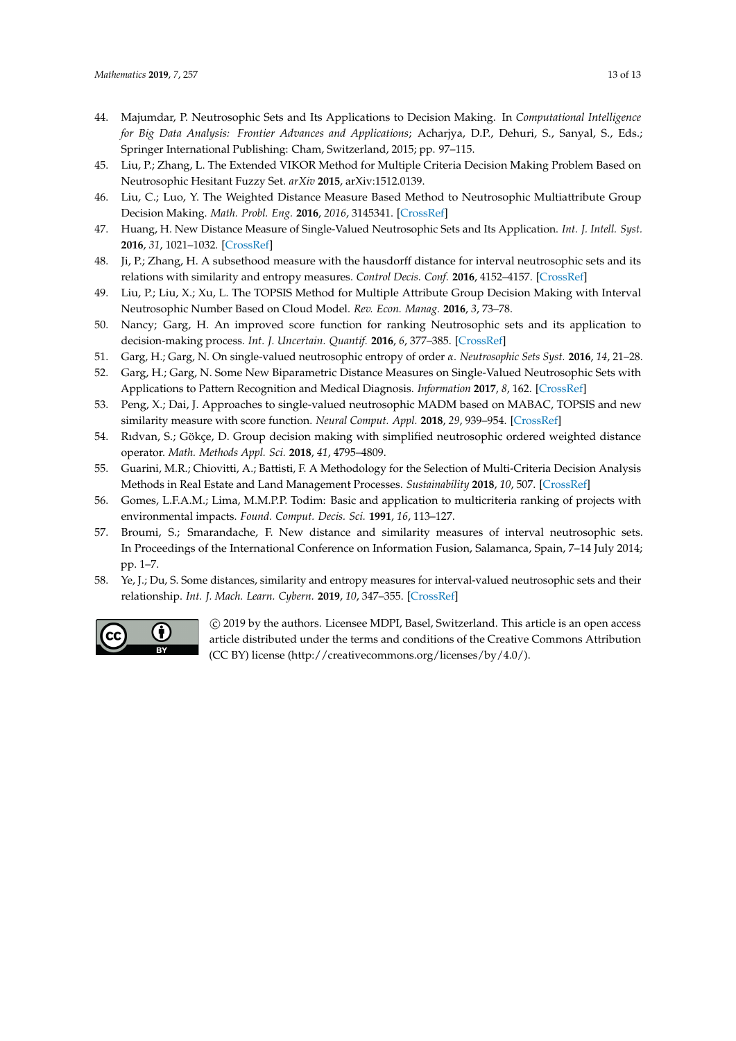44. Majumdar, P. Neutrosophic Sets and Its Applications to Decision Making. In *Computational Intelligence for Big Data Analysis: Frontier Advances and Applications*; Acharjya, D.P., Dehuri, S., Sanyal, S., Eds.; Springer International Publishing: Cham, Switzerland, 2015; pp. 97–115.
45. Liu, P.; Zhang, L. The Extended VIKOR Method for Multiple Criteria Decision Making Problem Based on Neutrosophic Hesitant Fuzzy Set. *arXiv* **2015**, arXiv:1512.0139.
46. Liu, C.; Luo, Y. The Weighted Distance Measure Based Method to Neutrosophic Multiattribute Group Decision Making. *Math. Probl. Eng.* **2016**, *2016*, 3145341. [CrossRef]
47. Huang, H. New Distance Measure of Single-Valued Neutrosophic Sets and Its Application. *Int. J. Intell. Syst.* **2016**, *31*, 1021–1032. [CrossRef]
48. Ji, P.; Zhang, H. A subsethood measure with the hausdorff distance for interval neutrosophic sets and its relations with similarity and entropy measures. *Control Decis. Conf.* **2016**, 4152–4157. [CrossRef]
49. Liu, P.; Liu, X.; Xu, L. The TOPSIS Method for Multiple Attribute Group Decision Making with Interval Neutrosophic Number Based on Cloud Model. *Rev. Econ. Manag.* **2016**, *3*, 73–78.
50. Nancy; Garg, H. An improved score function for ranking Neutrosophic sets and its application to decision-making process. *Int. J. Uncertain. Quantif.* **2016**, *6*, 377–385. [CrossRef]
51. Garg, H.; Garg, N. On single-valued neutrosophic entropy of order $\alpha$. *Neutrosophic Sets Syst.* **2016**, *14*, 21–28.
52. Garg, H.; Garg, N. Some New Biparametric Distance Measures on Single-Valued Neutrosophic Sets with Applications to Pattern Recognition and Medical Diagnosis. *Information* **2017**, *8*, 162. [CrossRef]
53. Peng, X.; Dai, J. Approaches to single-valued neutrosophic MADM based on MABAC, TOPSIS and new similarity measure with score function. *Neural Comput. Appl.* **2018**, *29*, 939–954. [CrossRef]
54. Rıdvan, S.; Gökçe, D. Group decision making with simplified neutrosophic ordered weighted distance operator. *Math. Methods Appl. Sci.* **2018**, *41*, 4795–4809.
55. Guarini, M.R.; Chiovitti, A.; Battisti, F. A Methodology for the Selection of Multi-Criteria Decision Analysis Methods in Real Estate and Land Management Processes. *Sustainability* **2018**, *10*, 507. [CrossRef]
56. Gomes, L.F.A.M.; Lima, M.M.P.P. Todim: Basic and application to multicriteria ranking of projects with environmental impacts. *Found. Comput. Decis. Sci.* **1991**, *16*, 113–127.
57. Broumi, S.; Smarandache, F. New distance and similarity measures of interval neutrosophic sets. In Proceedings of the International Conference on Information Fusion, Salamanca, Spain, 7–14 July 2014; pp. 1–7.
58. Ye, J.; Du, S. Some distances, similarity and entropy measures for interval-valued neutrosophic sets and their relationship. *Int. J. Mach. Learn. Cybern.* **2019**, *10*, 347–355. [CrossRef]

© 2019 by the authors. Licensee MDPI, Basel, Switzerland. This article is an open access article distributed under the terms and conditions of the Creative Commons Attribution (CC BY) license (http://creativecommons.org/licenses/by/4.0/).